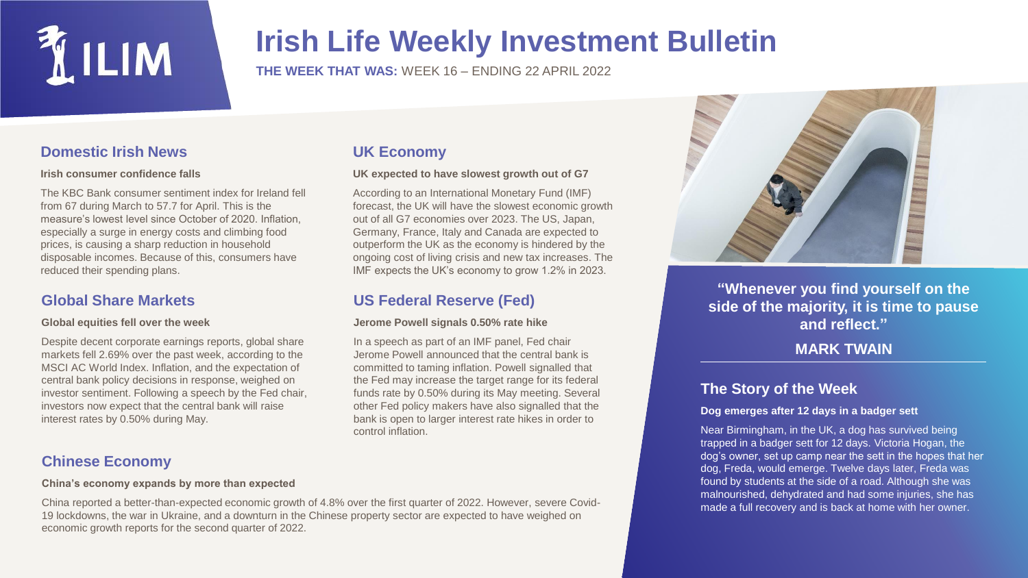# Irish Life Weekly Investment Bulletin

**THE WEEK THAT WAS:** WEEK 16 – ENDING 22 APRIL 2022

## Domestic Irish News

**Irish consumer confidence falls**

The KBC Bank consumer sentiment index for Ireland fell from 67 during March to 57.7 for April. This is the measure's lowest level since October of 2020. Inflation, especially a surge in energy costs and climbing food prices, is causing a sharp reduction in household disposable incomes. Because of this, consumers have reduced their spending plans.

## Global Share Markets

**Global equities fell over the week**

Despite decent corporate earnings reports, global share markets fell 2.69% over the past week, according to the MSCI AC World Index. Inflation, and the expectation of central bank policy decisions in response, weighed on investor sentiment. Following a speech by the Fed chair, investors now expect that the central bank will raise interest rates by 0.50% during May.

## Chinese Economy

**China's economy expands by more than expected**

China reported a better-than-expected economic growth of 4.8% over the first quarter of 2022. However, severe Covid-19 lockdowns, the war in Ukraine, and a downturn in the Chinese property sector are expected to have weighed on economic growth reports for the second quarter of 2022.

## UK Economy

**UK expected to have slowest growth out of G7**

According to an International Monetary Fund (IMF) forecast, the UK will have the slowest economic growth out of all G7 economies over 2023. The US, Japan, Germany, France, Italy and Canada are expected to outperform the UK as the economy is hindered by the ongoing cost of living crisis and new tax increases. The IMF expects the UK's economy to grow 1.2% in 2023.

## US Federal Reserve (Fed)

**Jerome Powell signals 0.50% rate hike**

In a speech as part of an IMF panel, Fed chair Jerome Powell announced that the central bank is committed to taming inflation. Powell signalled that the Fed may increase the target range for its federal funds rate by 0.50% during its May meeting. Several other Fed policy makers have also signalled that the bank is open to larger interest rate hikes in order to control inflation.

**"Whenever you find yourself on the side of the majority, it is time to pause and reflect."**

**MARK TWAIN**

## The Story of the Week

**Dog emerges after 12 days in a badger sett**

Near Birmingham, in the UK, a dog has survived being trapped in a badger sett for 12 days. Victoria Hogan, the dog's owner, set up camp near the sett in the hopes that her dog, Freda, would emerge. Twelve days later, Freda was found by students at the side of a road. Although she was malnourished, dehydrated and had some injuries, she has made a full recovery and is back at home with her owner.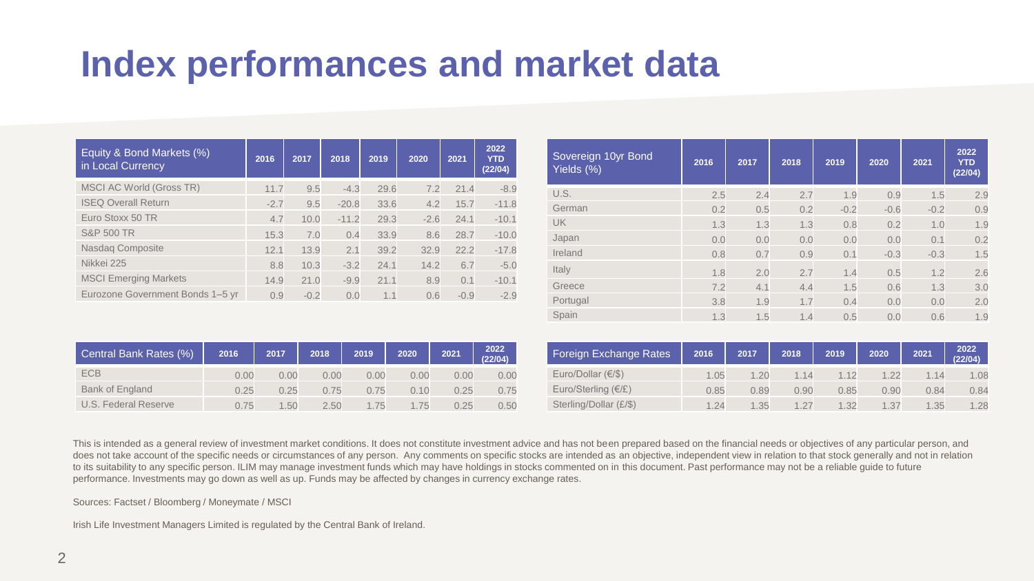# Index performances and market data

| Equity & Bond Markets (%) in Local Currency | 2016 | 2017 | 2018 | 2019 | 2020 | 2021 | 2022 YTD (22/04) |
|---|---|---|---|---|---|---|---|
| MSCI AC World (Gross TR) | 11.7 | 9.5 | -4.3 | 29.6 | 7.2 | 21.4 | -8.9 |
| ISEQ Overall Return | -2.7 | 9.5 | -20.8 | 33.6 | 4.2 | 15.7 | -11.8 |
| Euro Stoxx 50 TR | 4.7 | 10.0 | -11.2 | 29.3 | -2.6 | 24.1 | -10.1 |
| S&P 500 TR | 15.3 | 7.0 | 0.4 | 33.9 | 8.6 | 28.7 | -10.0 |
| Nasdaq Composite | 12.1 | 13.9 | 2.1 | 39.2 | 32.9 | 22.2 | -17.8 |
| Nikkei 225 | 8.8 | 10.3 | -3.2 | 24.1 | 14.2 | 6.7 | -5.0 |
| MSCI Emerging Markets | 14.9 | 21.0 | -9.9 | 21.1 | 8.9 | 0.1 | -10.1 |
| Eurozone Government Bonds 1–5 yr | 0.9 | -0.2 | 0.0 | 1.1 | 0.6 | -0.9 | -2.9 |

| Sovereign 10yr Bond Yields (%) | 2016 | 2017 | 2018 | 2019 | 2020 | 2021 | 2022 YTD (22/04) |
|---|---|---|---|---|---|---|---|
| U.S. | 2.5 | 2.4 | 2.7 | 1.9 | 0.9 | 1.5 | 2.9 |
| German | 0.2 | 0.5 | 0.2 | -0.2 | -0.6 | -0.2 | 0.9 |
| UK | 1.3 | 1.3 | 1.3 | 0.8 | 0.2 | 1.0 | 1.9 |
| Japan | 0.0 | 0.0 | 0.0 | 0.0 | 0.0 | 0.1 | 0.2 |
| Ireland | 0.8 | 0.7 | 0.9 | 0.1 | -0.3 | -0.3 | 1.5 |
| Italy | 1.8 | 2.0 | 2.7 | 1.4 | 0.5 | 1.2 | 2.6 |
| Greece | 7.2 | 4.1 | 4.4 | 1.5 | 0.6 | 1.3 | 3.0 |
| Portugal | 3.8 | 1.9 | 1.7 | 0.4 | 0.0 | 0.0 | 2.0 |
| Spain | 1.3 | 1.5 | 1.4 | 0.5 | 0.0 | 0.6 | 1.9 |

| Central Bank Rates (%) | 2016 | 2017 | 2018 | 2019 | 2020 | 2021 | 2022 (22/04) |
|---|---|---|---|---|---|---|---|
| ECB | 0.00 | 0.00 | 0.00 | 0.00 | 0.00 | 0.00 | 0.00 |
| Bank of England | 0.25 | 0.25 | 0.75 | 0.75 | 0.10 | 0.25 | 0.75 |
| U.S. Federal Reserve | 0.75 | 1.50 | 2.50 | 1.75 | 1.75 | 0.25 | 0.50 |

| Foreign Exchange Rates | 2016 | 2017 | 2018 | 2019 | 2020 | 2021 | 2022 (22/04) |
|---|---|---|---|---|---|---|---|
| Euro/Dollar (€/$) | 1.05 | 1.20 | 1.14 | 1.12 | 1.22 | 1.14 | 1.08 |
| Euro/Sterling (€/£) | 0.85 | 0.89 | 0.90 | 0.85 | 0.90 | 0.84 | 0.84 |
| Sterling/Dollar (£/$) | 1.24 | 1.35 | 1.27 | 1.32 | 1.37 | 1.35 | 1.28 |

This is intended as a general review of investment market conditions. It does not constitute investment advice and has not been prepared based on the financial needs or objectives of any particular person, and does not take account of the specific needs or circumstances of any person. Any comments on specific stocks are intended as an objective, independent view in relation to that stock generally and not in relation to its suitability to any specific person. ILIM may manage investment funds which may have holdings in stocks commented on in this document. Past performance may not be a reliable guide to future performance. Investments may go down as well as up. Funds may be affected by changes in currency exchange rates.

Sources: Factset / Bloomberg / Moneymate / MSCI

Irish Life Investment Managers Limited is regulated by the Central Bank of Ireland.